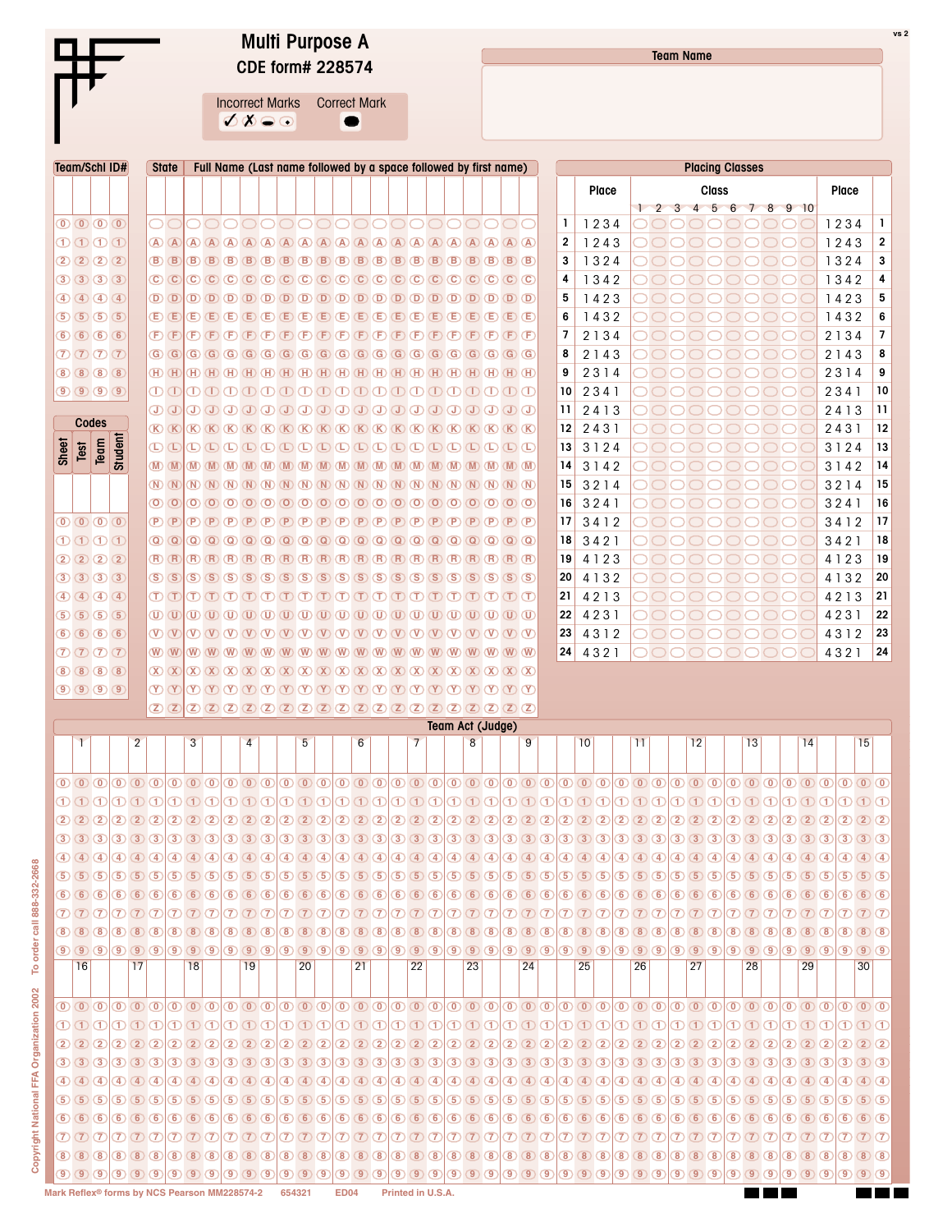# Multi Purpose A

## CDE form# 228574

vs 2

**Incorrect Marks** ✓ ✗ ⊖ ⊙ **Correct Mark** ⬤

**Team Name**

**Team/Schl ID#**

| | | | |
|---|---|---|---|
| 0 | 0 | 0 | 0 |
| 1 | 1 | 1 | 1 |
| 2 | 2 | 2 | 2 |
| 3 | 3 | 3 | 3 |
| 4 | 4 | 4 | 4 |
| 5 | 5 | 5 | 5 |
| 6 | 6 | 6 | 6 |
| 7 | 7 | 7 | 7 |
| 8 | 8 | 8 | 8 |
| 9 | 9 | 9 | 9 |

**Codes**

| Sheet | Test | Team | Student |
|---|---|---|---|
| 0 | 0 | 0 | 0 |
| 1 | 1 | 1 | 1 |
| 2 | 2 | 2 | 2 |
| 3 | 3 | 3 | 3 |
| 4 | 4 | 4 | 4 |
| 5 | 5 | 5 | 5 |
| 6 | 6 | 6 | 6 |
| 7 | 7 | 7 | 7 |
| 8 | 8 | 8 | 8 |
| 9 | 9 | 9 | 9 |

**State** | **Full Name (Last name followed by a space followed by first name)**

(Bubble columns: blank, A B C D E F G H I J K L M N O P Q R S T U V W X Y Z)

**Placing Classes**

| | Place | Class 1 | 2 | 3 | 4 | 5 | 6 | 7 | 8 | 9 | 10 | Place | |
|---|---|---|---|---|---|---|---|---|---|---|---|---|---|
| 1 | 1234 | | | | | | | | | | | 1234 | 1 |
| 2 | 1243 | | | | | | | | | | | 1243 | 2 |
| 3 | 1324 | | | | | | | | | | | 1324 | 3 |
| 4 | 1342 | | | | | | | | | | | 1342 | 4 |
| 5 | 1423 | | | | | | | | | | | 1423 | 5 |
| 6 | 1432 | | | | | | | | | | | 1432 | 6 |
| 7 | 2134 | | | | | | | | | | | 2134 | 7 |
| 8 | 2143 | | | | | | | | | | | 2143 | 8 |
| 9 | 2314 | | | | | | | | | | | 2314 | 9 |
| 10 | 2341 | | | | | | | | | | | 2341 | 10 |
| 11 | 2413 | | | | | | | | | | | 2413 | 11 |
| 12 | 2431 | | | | | | | | | | | 2431 | 12 |
| 13 | 3124 | | | | | | | | | | | 3124 | 13 |
| 14 | 3142 | | | | | | | | | | | 3142 | 14 |
| 15 | 3214 | | | | | | | | | | | 3214 | 15 |
| 16 | 3241 | | | | | | | | | | | 3241 | 16 |
| 17 | 3412 | | | | | | | | | | | 3412 | 17 |
| 18 | 3421 | | | | | | | | | | | 3421 | 18 |
| 19 | 4123 | | | | | | | | | | | 4123 | 19 |
| 20 | 4132 | | | | | | | | | | | 4132 | 20 |
| 21 | 4213 | | | | | | | | | | | 4213 | 21 |
| 22 | 4231 | | | | | | | | | | | 4231 | 22 |
| 23 | 4312 | | | | | | | | | | | 4312 | 23 |
| 24 | 4321 | | | | | | | | | | | 4321 | 24 |

**Team Act (Judge)**

Items 1–30, each with three digit columns of bubbles 0 1 2 3 4 5 6 7 8 9.

Copyright National FFA Organization 2002 To order call 888-332-2668

Mark Reflex® forms by NCS Pearson MM228574-2 654321 ED04 Printed in U.S.A.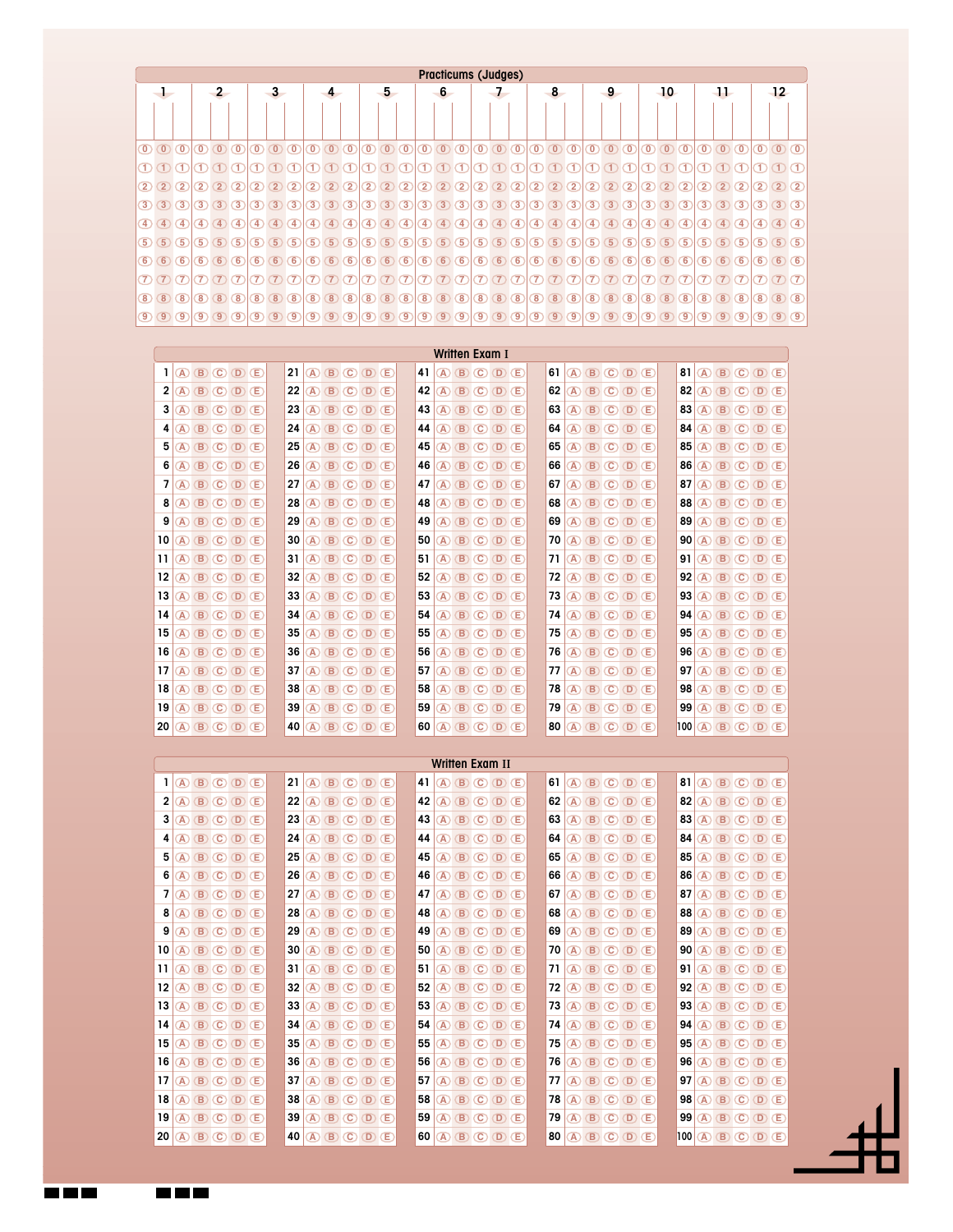## Practicums (Judges)

| 1 | 2 | 3 | 4 | 5 | 6 | 7 | 8 | 9 | 10 | 11 | 12 |
|---|---|---|---|---|---|---|---|---|---|---|---|
| | | | | | | | | | | | |

## Written Exam I

| | | | | | | | | | |
|---|---|---|---|---|---|---|---|---|---|
| 1 | Ⓐ Ⓑ Ⓒ Ⓓ Ⓔ | 21 | Ⓐ Ⓑ Ⓒ Ⓓ Ⓔ | 41 | Ⓐ Ⓑ Ⓒ Ⓓ Ⓔ | 61 | Ⓐ Ⓑ Ⓒ Ⓓ Ⓔ | 81 | Ⓐ Ⓑ Ⓒ Ⓓ Ⓔ |
| 2 | Ⓐ Ⓑ Ⓒ Ⓓ Ⓔ | 22 | Ⓐ Ⓑ Ⓒ Ⓓ Ⓔ | 42 | Ⓐ Ⓑ Ⓒ Ⓓ Ⓔ | 62 | Ⓐ Ⓑ Ⓒ Ⓓ Ⓔ | 82 | Ⓐ Ⓑ Ⓒ Ⓓ Ⓔ |
| 3 | Ⓐ Ⓑ Ⓒ Ⓓ Ⓔ | 23 | Ⓐ Ⓑ Ⓒ Ⓓ Ⓔ | 43 | Ⓐ Ⓑ Ⓒ Ⓓ Ⓔ | 63 | Ⓐ Ⓑ Ⓒ Ⓓ Ⓔ | 83 | Ⓐ Ⓑ Ⓒ Ⓓ Ⓔ |
| 4 | Ⓐ Ⓑ Ⓒ Ⓓ Ⓔ | 24 | Ⓐ Ⓑ Ⓒ Ⓓ Ⓔ | 44 | Ⓐ Ⓑ Ⓒ Ⓓ Ⓔ | 64 | Ⓐ Ⓑ Ⓒ Ⓓ Ⓔ | 84 | Ⓐ Ⓑ Ⓒ Ⓓ Ⓔ |
| 5 | Ⓐ Ⓑ Ⓒ Ⓓ Ⓔ | 25 | Ⓐ Ⓑ Ⓒ Ⓓ Ⓔ | 45 | Ⓐ Ⓑ Ⓒ Ⓓ Ⓔ | 65 | Ⓐ Ⓑ Ⓒ Ⓓ Ⓔ | 85 | Ⓐ Ⓑ Ⓒ Ⓓ Ⓔ |
| 6 | Ⓐ Ⓑ Ⓒ Ⓓ Ⓔ | 26 | Ⓐ Ⓑ Ⓒ Ⓓ Ⓔ | 46 | Ⓐ Ⓑ Ⓒ Ⓓ Ⓔ | 66 | Ⓐ Ⓑ Ⓒ Ⓓ Ⓔ | 86 | Ⓐ Ⓑ Ⓒ Ⓓ Ⓔ |
| 7 | Ⓐ Ⓑ Ⓒ Ⓓ Ⓔ | 27 | Ⓐ Ⓑ Ⓒ Ⓓ Ⓔ | 47 | Ⓐ Ⓑ Ⓒ Ⓓ Ⓔ | 67 | Ⓐ Ⓑ Ⓒ Ⓓ Ⓔ | 87 | Ⓐ Ⓑ Ⓒ Ⓓ Ⓔ |
| 8 | Ⓐ Ⓑ Ⓒ Ⓓ Ⓔ | 28 | Ⓐ Ⓑ Ⓒ Ⓓ Ⓔ | 48 | Ⓐ Ⓑ Ⓒ Ⓓ Ⓔ | 68 | Ⓐ Ⓑ Ⓒ Ⓓ Ⓔ | 88 | Ⓐ Ⓑ Ⓒ Ⓓ Ⓔ |
| 9 | Ⓐ Ⓑ Ⓒ Ⓓ Ⓔ | 29 | Ⓐ Ⓑ Ⓒ Ⓓ Ⓔ | 49 | Ⓐ Ⓑ Ⓒ Ⓓ Ⓔ | 69 | Ⓐ Ⓑ Ⓒ Ⓓ Ⓔ | 89 | Ⓐ Ⓑ Ⓒ Ⓓ Ⓔ |
| 10 | Ⓐ Ⓑ Ⓒ Ⓓ Ⓔ | 30 | Ⓐ Ⓑ Ⓒ Ⓓ Ⓔ | 50 | Ⓐ Ⓑ Ⓒ Ⓓ Ⓔ | 70 | Ⓐ Ⓑ Ⓒ Ⓓ Ⓔ | 90 | Ⓐ Ⓑ Ⓒ Ⓓ Ⓔ |
| 11 | Ⓐ Ⓑ Ⓒ Ⓓ Ⓔ | 31 | Ⓐ Ⓑ Ⓒ Ⓓ Ⓔ | 51 | Ⓐ Ⓑ Ⓒ Ⓓ Ⓔ | 71 | Ⓐ Ⓑ Ⓒ Ⓓ Ⓔ | 91 | Ⓐ Ⓑ Ⓒ Ⓓ Ⓔ |
| 12 | Ⓐ Ⓑ Ⓒ Ⓓ Ⓔ | 32 | Ⓐ Ⓑ Ⓒ Ⓓ Ⓔ | 52 | Ⓐ Ⓑ Ⓒ Ⓓ Ⓔ | 72 | Ⓐ Ⓑ Ⓒ Ⓓ Ⓔ | 92 | Ⓐ Ⓑ Ⓒ Ⓓ Ⓔ |
| 13 | Ⓐ Ⓑ Ⓒ Ⓓ Ⓔ | 33 | Ⓐ Ⓑ Ⓒ Ⓓ Ⓔ | 53 | Ⓐ Ⓑ Ⓒ Ⓓ Ⓔ | 73 | Ⓐ Ⓑ Ⓒ Ⓓ Ⓔ | 93 | Ⓐ Ⓑ Ⓒ Ⓓ Ⓔ |
| 14 | Ⓐ Ⓑ Ⓒ Ⓓ Ⓔ | 34 | Ⓐ Ⓑ Ⓒ Ⓓ Ⓔ | 54 | Ⓐ Ⓑ Ⓒ Ⓓ Ⓔ | 74 | Ⓐ Ⓑ Ⓒ Ⓓ Ⓔ | 94 | Ⓐ Ⓑ Ⓒ Ⓓ Ⓔ |
| 15 | Ⓐ Ⓑ Ⓒ Ⓓ Ⓔ | 35 | Ⓐ Ⓑ Ⓒ Ⓓ Ⓔ | 55 | Ⓐ Ⓑ Ⓒ Ⓓ Ⓔ | 75 | Ⓐ Ⓑ Ⓒ Ⓓ Ⓔ | 95 | Ⓐ Ⓑ Ⓒ Ⓓ Ⓔ |
| 16 | Ⓐ Ⓑ Ⓒ Ⓓ Ⓔ | 36 | Ⓐ Ⓑ Ⓒ Ⓓ Ⓔ | 56 | Ⓐ Ⓑ Ⓒ Ⓓ Ⓔ | 76 | Ⓐ Ⓑ Ⓒ Ⓓ Ⓔ | 96 | Ⓐ Ⓑ Ⓒ Ⓓ Ⓔ |
| 17 | Ⓐ Ⓑ Ⓒ Ⓓ Ⓔ | 37 | Ⓐ Ⓑ Ⓒ Ⓓ Ⓔ | 57 | Ⓐ Ⓑ Ⓒ Ⓓ Ⓔ | 77 | Ⓐ Ⓑ Ⓒ Ⓓ Ⓔ | 97 | Ⓐ Ⓑ Ⓒ Ⓓ Ⓔ |
| 18 | Ⓐ Ⓑ Ⓒ Ⓓ Ⓔ | 38 | Ⓐ Ⓑ Ⓒ Ⓓ Ⓔ | 58 | Ⓐ Ⓑ Ⓒ Ⓓ Ⓔ | 78 | Ⓐ Ⓑ Ⓒ Ⓓ Ⓔ | 98 | Ⓐ Ⓑ Ⓒ Ⓓ Ⓔ |
| 19 | Ⓐ Ⓑ Ⓒ Ⓓ Ⓔ | 39 | Ⓐ Ⓑ Ⓒ Ⓓ Ⓔ | 59 | Ⓐ Ⓑ Ⓒ Ⓓ Ⓔ | 79 | Ⓐ Ⓑ Ⓒ Ⓓ Ⓔ | 99 | Ⓐ Ⓑ Ⓒ Ⓓ Ⓔ |
| 20 | Ⓐ Ⓑ Ⓒ Ⓓ Ⓔ | 40 | Ⓐ Ⓑ Ⓒ Ⓓ Ⓔ | 60 | Ⓐ Ⓑ Ⓒ Ⓓ Ⓔ | 80 | Ⓐ Ⓑ Ⓒ Ⓓ Ⓔ | 100 | Ⓐ Ⓑ Ⓒ Ⓓ Ⓔ |

## Written Exam II

| | | | | | | | | | |
|---|---|---|---|---|---|---|---|---|---|
| 1 | Ⓐ Ⓑ Ⓒ Ⓓ Ⓔ | 21 | Ⓐ Ⓑ Ⓒ Ⓓ Ⓔ | 41 | Ⓐ Ⓑ Ⓒ Ⓓ Ⓔ | 61 | Ⓐ Ⓑ Ⓒ Ⓓ Ⓔ | 81 | Ⓐ Ⓑ Ⓒ Ⓓ Ⓔ |
| 2 | Ⓐ Ⓑ Ⓒ Ⓓ Ⓔ | 22 | Ⓐ Ⓑ Ⓒ Ⓓ Ⓔ | 42 | Ⓐ Ⓑ Ⓒ Ⓓ Ⓔ | 62 | Ⓐ Ⓑ Ⓒ Ⓓ Ⓔ | 82 | Ⓐ Ⓑ Ⓒ Ⓓ Ⓔ |
| 3 | Ⓐ Ⓑ Ⓒ Ⓓ Ⓔ | 23 | Ⓐ Ⓑ Ⓒ Ⓓ Ⓔ | 43 | Ⓐ Ⓑ Ⓒ Ⓓ Ⓔ | 63 | Ⓐ Ⓑ Ⓒ Ⓓ Ⓔ | 83 | Ⓐ Ⓑ Ⓒ Ⓓ Ⓔ |
| 4 | Ⓐ Ⓑ Ⓒ Ⓓ Ⓔ | 24 | Ⓐ Ⓑ Ⓒ Ⓓ Ⓔ | 44 | Ⓐ Ⓑ Ⓒ Ⓓ Ⓔ | 64 | Ⓐ Ⓑ Ⓒ Ⓓ Ⓔ | 84 | Ⓐ Ⓑ Ⓒ Ⓓ Ⓔ |
| 5 | Ⓐ Ⓑ Ⓒ Ⓓ Ⓔ | 25 | Ⓐ Ⓑ Ⓒ Ⓓ Ⓔ | 45 | Ⓐ Ⓑ Ⓒ Ⓓ Ⓔ | 65 | Ⓐ Ⓑ Ⓒ Ⓓ Ⓔ | 85 | Ⓐ Ⓑ Ⓒ Ⓓ Ⓔ |
| 6 | Ⓐ Ⓑ Ⓒ Ⓓ Ⓔ | 26 | Ⓐ Ⓑ Ⓒ Ⓓ Ⓔ | 46 | Ⓐ Ⓑ Ⓒ Ⓓ Ⓔ | 66 | Ⓐ Ⓑ Ⓒ Ⓓ Ⓔ | 86 | Ⓐ Ⓑ Ⓒ Ⓓ Ⓔ |
| 7 | Ⓐ Ⓑ Ⓒ Ⓓ Ⓔ | 27 | Ⓐ Ⓑ Ⓒ Ⓓ Ⓔ | 47 | Ⓐ Ⓑ Ⓒ Ⓓ Ⓔ | 67 | Ⓐ Ⓑ Ⓒ Ⓓ Ⓔ | 87 | Ⓐ Ⓑ Ⓒ Ⓓ Ⓔ |
| 8 | Ⓐ Ⓑ Ⓒ Ⓓ Ⓔ | 28 | Ⓐ Ⓑ Ⓒ Ⓓ Ⓔ | 48 | Ⓐ Ⓑ Ⓒ Ⓓ Ⓔ | 68 | Ⓐ Ⓑ Ⓒ Ⓓ Ⓔ | 88 | Ⓐ Ⓑ Ⓒ Ⓓ Ⓔ |
| 9 | Ⓐ Ⓑ Ⓒ Ⓓ Ⓔ | 29 | Ⓐ Ⓑ Ⓒ Ⓓ Ⓔ | 49 | Ⓐ Ⓑ Ⓒ Ⓓ Ⓔ | 69 | Ⓐ Ⓑ Ⓒ Ⓓ Ⓔ | 89 | Ⓐ Ⓑ Ⓒ Ⓓ Ⓔ |
| 10 | Ⓐ Ⓑ Ⓒ Ⓓ Ⓔ | 30 | Ⓐ Ⓑ Ⓒ Ⓓ Ⓔ | 50 | Ⓐ Ⓑ Ⓒ Ⓓ Ⓔ | 70 | Ⓐ Ⓑ Ⓒ Ⓓ Ⓔ | 90 | Ⓐ Ⓑ Ⓒ Ⓓ Ⓔ |
| 11 | Ⓐ Ⓑ Ⓒ Ⓓ Ⓔ | 31 | Ⓐ Ⓑ Ⓒ Ⓓ Ⓔ | 51 | Ⓐ Ⓑ Ⓒ Ⓓ Ⓔ | 71 | Ⓐ Ⓑ Ⓒ Ⓓ Ⓔ | 91 | Ⓐ Ⓑ Ⓒ Ⓓ Ⓔ |
| 12 | Ⓐ Ⓑ Ⓒ Ⓓ Ⓔ | 32 | Ⓐ Ⓑ Ⓒ Ⓓ Ⓔ | 52 | Ⓐ Ⓑ Ⓒ Ⓓ Ⓔ | 72 | Ⓐ Ⓑ Ⓒ Ⓓ Ⓔ | 92 | Ⓐ Ⓑ Ⓒ Ⓓ Ⓔ |
| 13 | Ⓐ Ⓑ Ⓒ Ⓓ Ⓔ | 33 | Ⓐ Ⓑ Ⓒ Ⓓ Ⓔ | 53 | Ⓐ Ⓑ Ⓒ Ⓓ Ⓔ | 73 | Ⓐ Ⓑ Ⓒ Ⓓ Ⓔ | 93 | Ⓐ Ⓑ Ⓒ Ⓓ Ⓔ |
| 14 | Ⓐ Ⓑ Ⓒ Ⓓ Ⓔ | 34 | Ⓐ Ⓑ Ⓒ Ⓓ Ⓔ | 54 | Ⓐ Ⓑ Ⓒ Ⓓ Ⓔ | 74 | Ⓐ Ⓑ Ⓒ Ⓓ Ⓔ | 94 | Ⓐ Ⓑ Ⓒ Ⓓ Ⓔ |
| 15 | Ⓐ Ⓑ Ⓒ Ⓓ Ⓔ | 35 | Ⓐ Ⓑ Ⓒ Ⓓ Ⓔ | 55 | Ⓐ Ⓑ Ⓒ Ⓓ Ⓔ | 75 | Ⓐ Ⓑ Ⓒ Ⓓ Ⓔ | 95 | Ⓐ Ⓑ Ⓒ Ⓓ Ⓔ |
| 16 | Ⓐ Ⓑ Ⓒ Ⓓ Ⓔ | 36 | Ⓐ Ⓑ Ⓒ Ⓓ Ⓔ | 56 | Ⓐ Ⓑ Ⓒ Ⓓ Ⓔ | 76 | Ⓐ Ⓑ Ⓒ Ⓓ Ⓔ | 96 | Ⓐ Ⓑ Ⓒ Ⓓ Ⓔ |
| 17 | Ⓐ Ⓑ Ⓒ Ⓓ Ⓔ | 37 | Ⓐ Ⓑ Ⓒ Ⓓ Ⓔ | 57 | Ⓐ Ⓑ Ⓒ Ⓓ Ⓔ | 77 | Ⓐ Ⓑ Ⓒ Ⓓ Ⓔ | 97 | Ⓐ Ⓑ Ⓒ Ⓓ Ⓔ |
| 18 | Ⓐ Ⓑ Ⓒ Ⓓ Ⓔ | 38 | Ⓐ Ⓑ Ⓒ Ⓓ Ⓔ | 58 | Ⓐ Ⓑ Ⓒ Ⓓ Ⓔ | 78 | Ⓐ Ⓑ Ⓒ Ⓓ Ⓔ | 98 | Ⓐ Ⓑ Ⓒ Ⓓ Ⓔ |
| 19 | Ⓐ Ⓑ Ⓒ Ⓓ Ⓔ | 39 | Ⓐ Ⓑ Ⓒ Ⓓ Ⓔ | 59 | Ⓐ Ⓑ Ⓒ Ⓓ Ⓔ | 79 | Ⓐ Ⓑ Ⓒ Ⓓ Ⓔ | 99 | Ⓐ Ⓑ Ⓒ Ⓓ Ⓔ |
| 20 | Ⓐ Ⓑ Ⓒ Ⓓ Ⓔ | 40 | Ⓐ Ⓑ Ⓒ Ⓓ Ⓔ | 60 | Ⓐ Ⓑ Ⓒ Ⓓ Ⓔ | 80 | Ⓐ Ⓑ Ⓒ Ⓓ Ⓔ | 100 | Ⓐ Ⓑ Ⓒ Ⓓ Ⓔ |